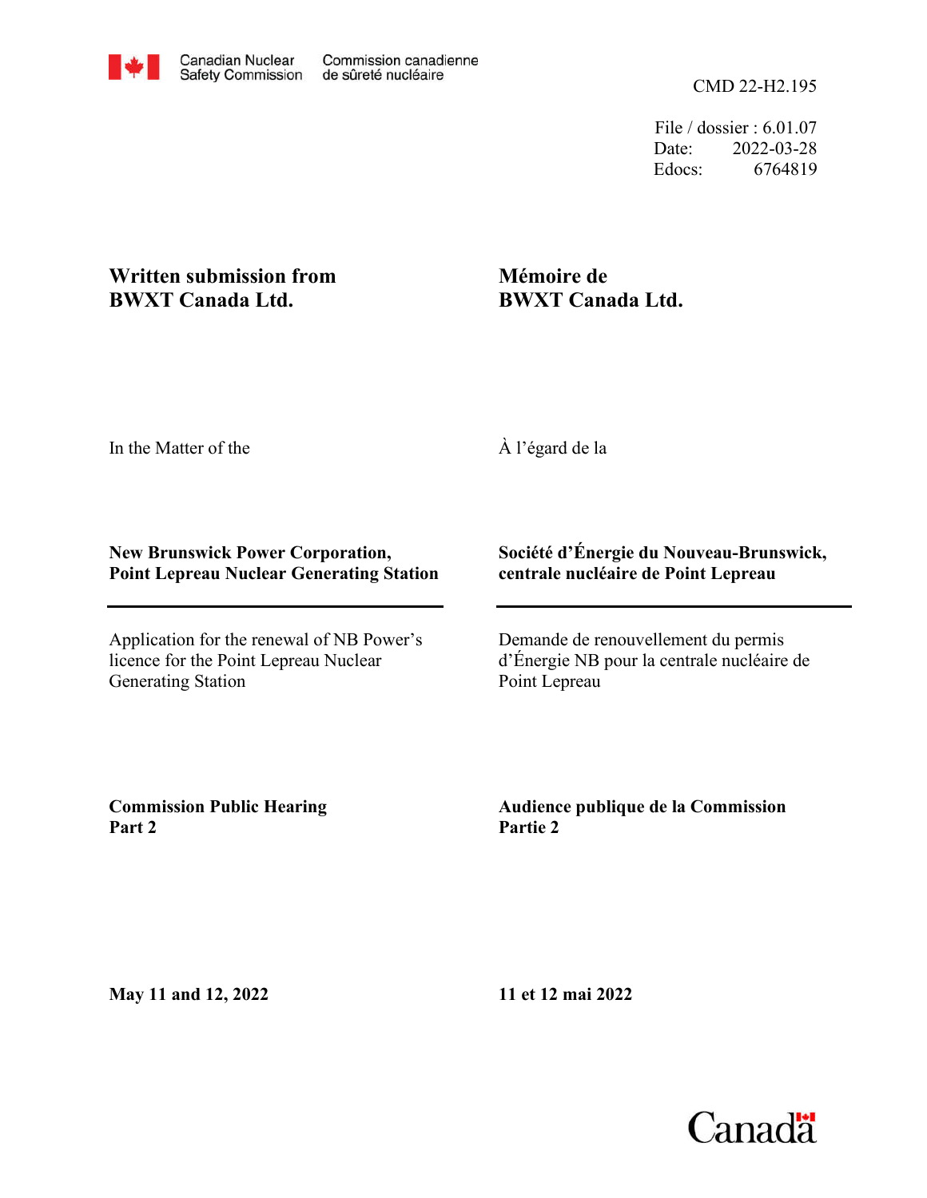Canadian Nuclear Safety Commission
Commission canadienne de sûreté nucléaire

CMD 22-H2.195

File / dossier : 6.01.07
Date: 2022-03-28
Edocs: 6764819

**Written submission from BWXT Canada Ltd.**

**Mémoire de BWXT Canada Ltd.**

In the Matter of the

À l'égard de la

**New Brunswick Power Corporation, Point Lepreau Nuclear Generating Station**

**Société d'Énergie du Nouveau-Brunswick, centrale nucléaire de Point Lepreau**

Application for the renewal of NB Power's licence for the Point Lepreau Nuclear Generating Station

Demande de renouvellement du permis d'Énergie NB pour la centrale nucléaire de Point Lepreau

**Commission Public Hearing Part 2**

**Audience publique de la Commission Partie 2**

**May 11 and 12, 2022**

**11 et 12 mai 2022**

Canada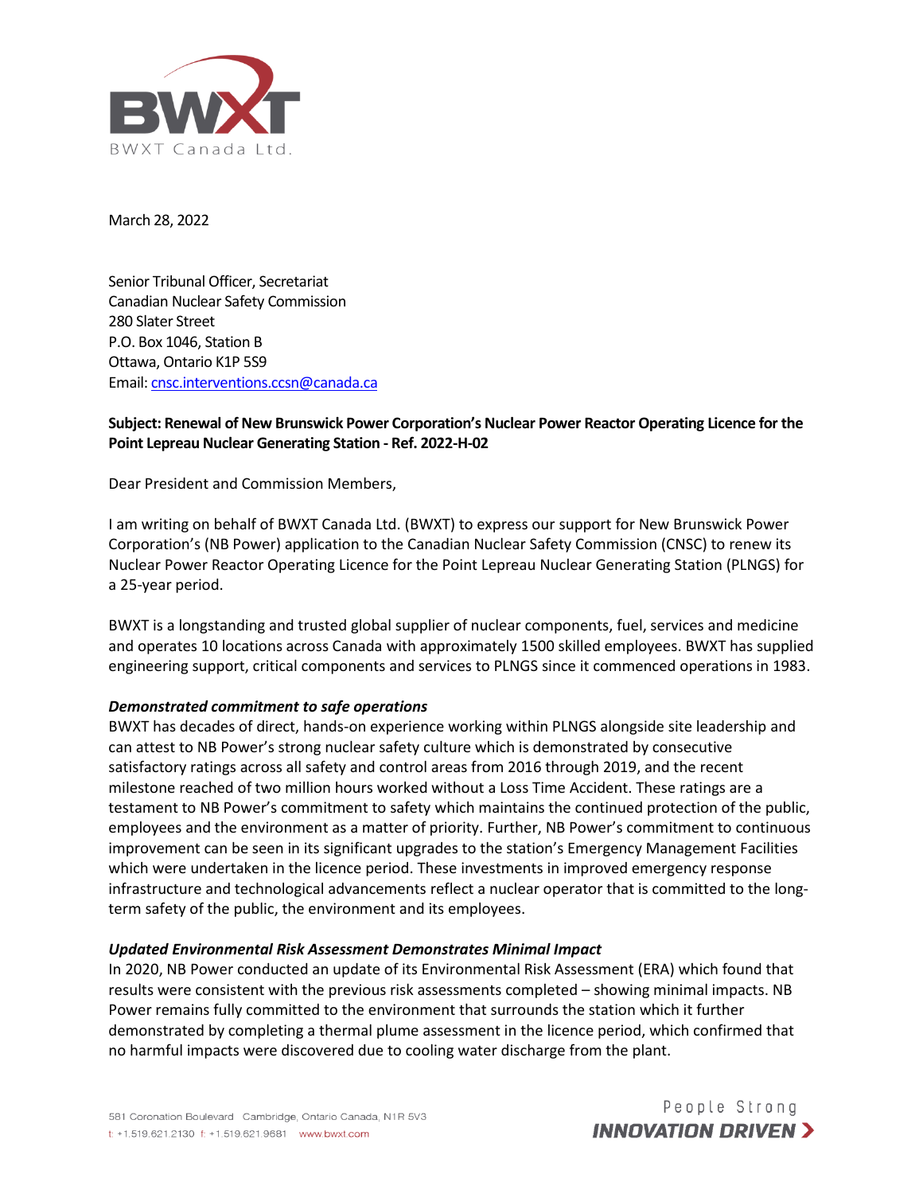March 28, 2022

Senior Tribunal Officer, Secretariat
Canadian Nuclear Safety Commission
280 Slater Street
P.O. Box 1046, Station B
Ottawa, Ontario K1P 5S9
Email: cnsc.interventions.ccsn@canada.ca

**Subject: Renewal of New Brunswick Power Corporation's Nuclear Power Reactor Operating Licence for the Point Lepreau Nuclear Generating Station - Ref. 2022-H-02**

Dear President and Commission Members,

I am writing on behalf of BWXT Canada Ltd. (BWXT) to express our support for New Brunswick Power Corporation's (NB Power) application to the Canadian Nuclear Safety Commission (CNSC) to renew its Nuclear Power Reactor Operating Licence for the Point Lepreau Nuclear Generating Station (PLNGS) for a 25-year period.

BWXT is a longstanding and trusted global supplier of nuclear components, fuel, services and medicine and operates 10 locations across Canada with approximately 1500 skilled employees. BWXT has supplied engineering support, critical components and services to PLNGS since it commenced operations in 1983.

***Demonstrated commitment to safe operations***

BWXT has decades of direct, hands-on experience working within PLNGS alongside site leadership and can attest to NB Power's strong nuclear safety culture which is demonstrated by consecutive satisfactory ratings across all safety and control areas from 2016 through 2019, and the recent milestone reached of two million hours worked without a Loss Time Accident. These ratings are a testament to NB Power's commitment to safety which maintains the continued protection of the public, employees and the environment as a matter of priority. Further, NB Power's commitment to continuous improvement can be seen in its significant upgrades to the station's Emergency Management Facilities which were undertaken in the licence period. These investments in improved emergency response infrastructure and technological advancements reflect a nuclear operator that is committed to the long-term safety of the public, the environment and its employees.

***Updated Environmental Risk Assessment Demonstrates Minimal Impact***

In 2020, NB Power conducted an update of its Environmental Risk Assessment (ERA) which found that results were consistent with the previous risk assessments completed – showing minimal impacts. NB Power remains fully committed to the environment that surrounds the station which it further demonstrated by completing a thermal plume assessment in the licence period, which confirmed that no harmful impacts were discovered due to cooling water discharge from the plant.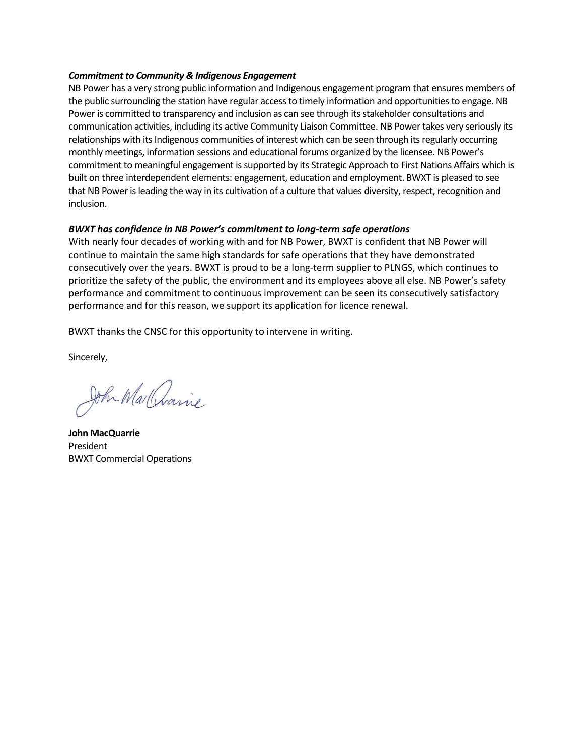***Commitment to Community & Indigenous Engagement***

NB Power has a very strong public information and Indigenous engagement program that ensures members of the public surrounding the station have regular access to timely information and opportunities to engage. NB Power is committed to transparency and inclusion as can see through its stakeholder consultations and communication activities, including its active Community Liaison Committee. NB Power takes very seriously its relationships with its Indigenous communities of interest which can be seen through its regularly occurring monthly meetings, information sessions and educational forums organized by the licensee. NB Power's commitment to meaningful engagement is supported by its Strategic Approach to First Nations Affairs which is built on three interdependent elements: engagement, education and employment. BWXT is pleased to see that NB Power is leading the way in its cultivation of a culture that values diversity, respect, recognition and inclusion.

***BWXT has confidence in NB Power's commitment to long-term safe operations***

With nearly four decades of working with and for NB Power, BWXT is confident that NB Power will continue to maintain the same high standards for safe operations that they have demonstrated consecutively over the years. BWXT is proud to be a long-term supplier to PLNGS, which continues to prioritize the safety of the public, the environment and its employees above all else. NB Power's safety performance and commitment to continuous improvement can be seen its consecutively satisfactory performance and for this reason, we support its application for licence renewal.

BWXT thanks the CNSC for this opportunity to intervene in writing.

Sincerely,

**John MacQuarrie**
President
BWXT Commercial Operations